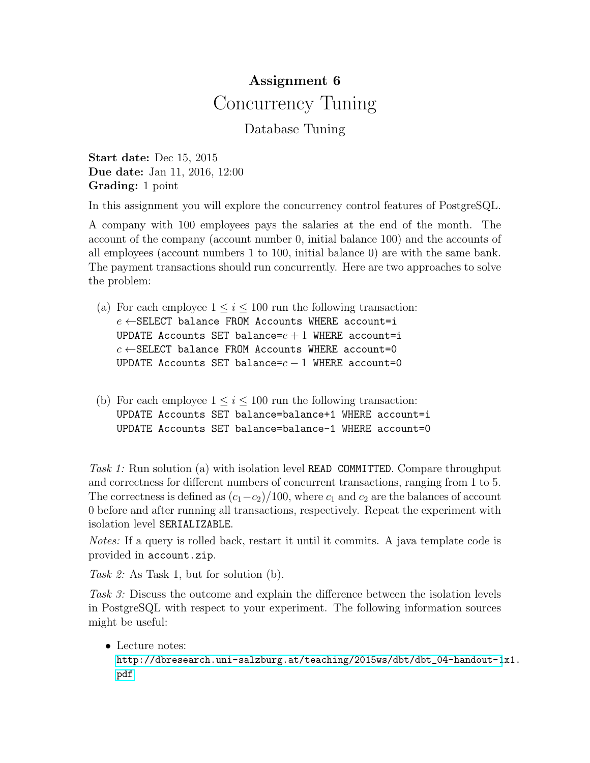# Assignment 6

## Concurrency Tuning

### Database Tuning

**Start date:** Dec 15, 2015
**Due date:** Jan 11, 2016, 12:00
**Grading:** 1 point

In this assignment you will explore the concurrency control features of PostgreSQL.

A company with 100 employees pays the salaries at the end of the month. The account of the company (account number 0, initial balance 100) and the accounts of all employees (account numbers 1 to 100, initial balance 0) are with the same bank. The payment transactions should run concurrently. Here are two approaches to solve the problem:

(a) For each employee $1 \leq i \leq 100$ run the following transaction:
$e \leftarrow$`SELECT balance FROM Accounts WHERE account=i`
`UPDATE Accounts SET balance=`$e+1$` WHERE account=i`
$c \leftarrow$`SELECT balance FROM Accounts WHERE account=0`
`UPDATE Accounts SET balance=`$c-1$` WHERE account=0`

(b) For each employee $1 \leq i \leq 100$ run the following transaction:
`UPDATE Accounts SET balance=balance+1 WHERE account=i`
`UPDATE Accounts SET balance=balance-1 WHERE account=0`

*Task 1:* Run solution (a) with isolation level `READ COMMITTED`. Compare throughput and correctness for different numbers of concurrent transactions, ranging from 1 to 5. The correctness is defined as $(c_1 - c_2)/100$, where $c_1$ and $c_2$ are the balances of account 0 before and after running all transactions, respectively. Repeat the experiment with isolation level `SERIALIZABLE`.

*Notes:* If a query is rolled back, restart it until it commits. A java template code is provided in `account.zip`.

*Task 2:* As Task 1, but for solution (b).

*Task 3:* Discuss the outcome and explain the difference between the isolation levels in PostgreSQL with respect to your experiment. The following information sources might be useful:

- Lecture notes:
  http://dbresearch.uni-salzburg.at/teaching/2015ws/dbt/dbt_04-handout-1x1.pdf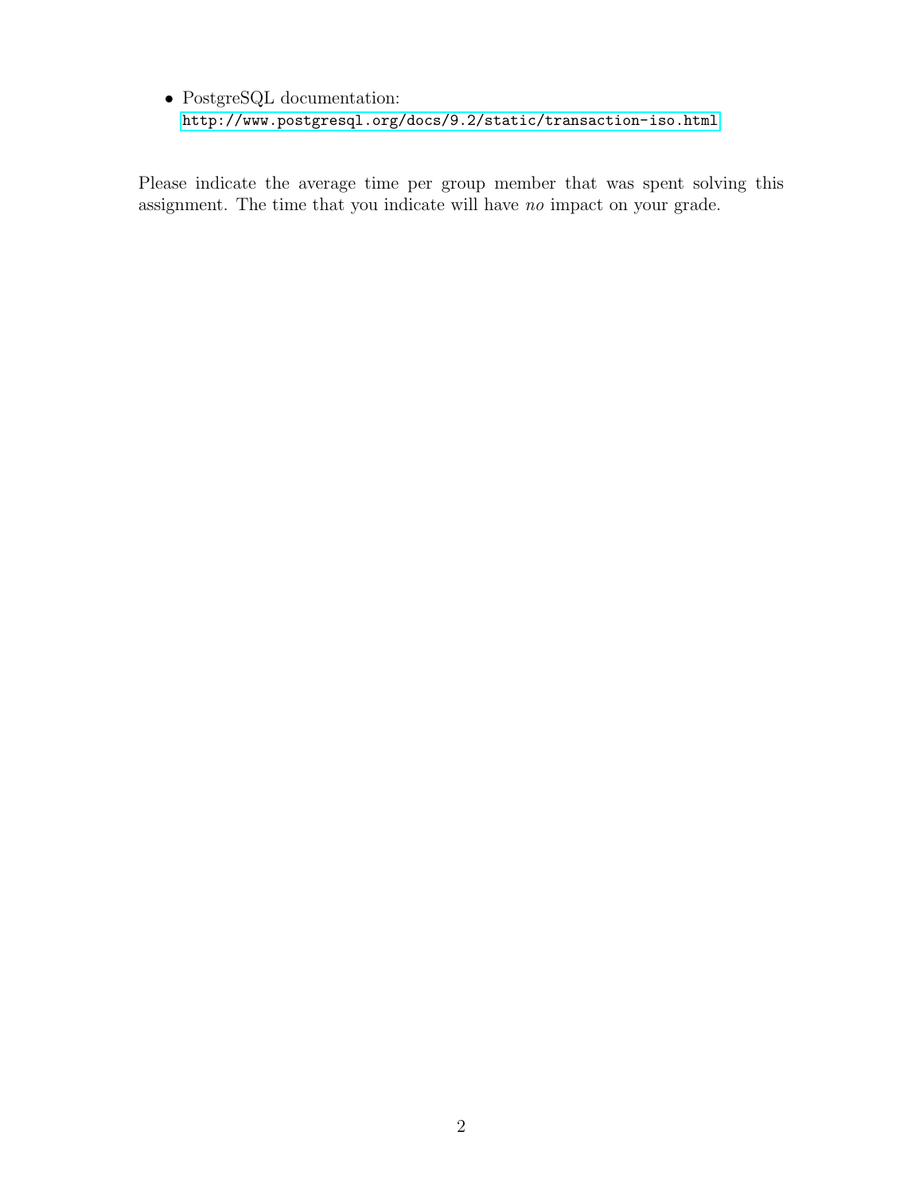- PostgreSQL documentation:
  http://www.postgresql.org/docs/9.2/static/transaction-iso.html

Please indicate the average time per group member that was spent solving this assignment. The time that you indicate will have *no* impact on your grade.